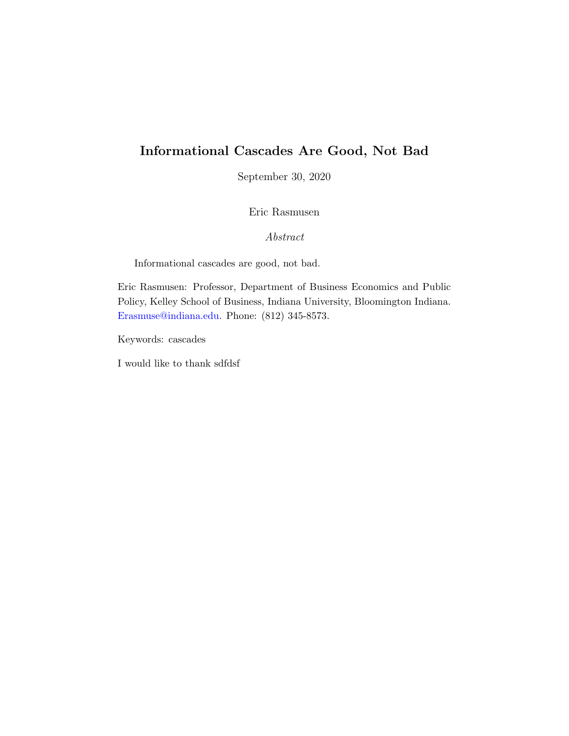# Informational Cascades Are Good, Not Bad

September 30, 2020

Eric Rasmusen

*Abstract*

Informational cascades are good, not bad.

Eric Rasmusen: Professor, Department of Business Economics and Public Policy, Kelley School of Business, Indiana University, Bloomington Indiana. Erasmuse@indiana.edu. Phone: (812) 345-8573.

Keywords: cascades

I would like to thank sdfdsf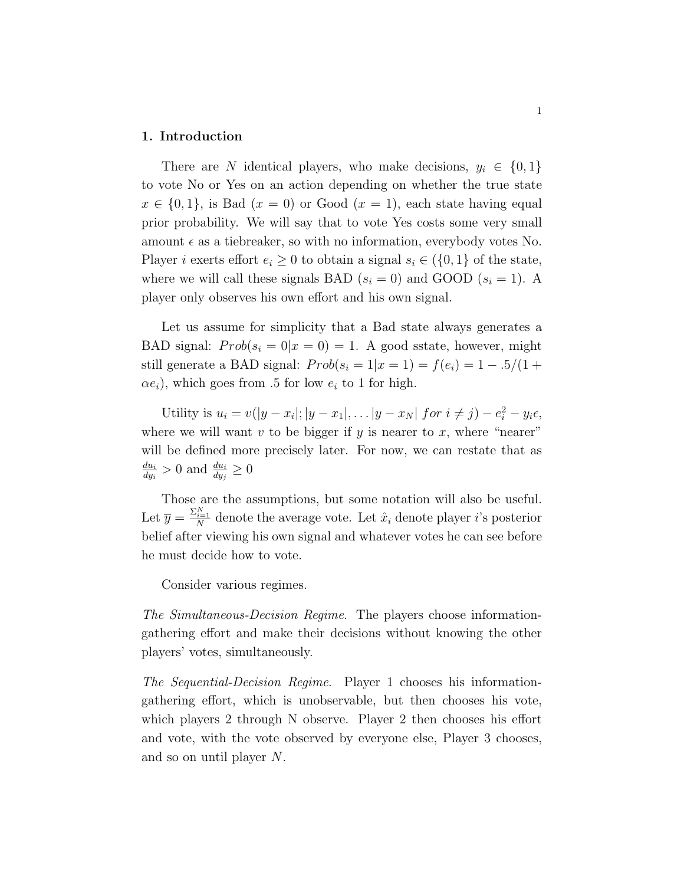## 1. Introduction

There are $N$ identical players, who make decisions, $y_i \in \{0, 1\}$ to vote No or Yes on an action depending on whether the true state $x \in \{0, 1\}$, is Bad ($x = 0$) or Good ($x = 1$), each state having equal prior probability. We will say that to vote Yes costs some very small amount $\epsilon$ as a tiebreaker, so with no information, everybody votes No. Player $i$ exerts effort $e_i \geq 0$ to obtain a signal $s_i \in (\{0, 1\}$ of the state, where we will call these signals BAD ($s_i = 0$) and GOOD ($s_i = 1$). A player only observes his own effort and his own signal.

Let us assume for simplicity that a Bad state always generates a BAD signal: $Prob(s_i = 0|x = 0) = 1$. A good sstate, however, might still generate a BAD signal: $Prob(s_i = 1|x = 1) = f(e_i) = 1 - .5/(1 + \alpha e_i)$, which goes from .5 for low $e_i$ to 1 for high.

Utility is $u_i = v(|y - x_i|; |y - x_1|, \ldots |y - x_N| \; for \; i \neq j) - e_i^2 - y_i\epsilon$, where we will want $v$ to be bigger if $y$ is nearer to $x$, where "nearer" will be defined more precisely later. For now, we can restate that as $\frac{du_i}{dy_i} > 0$ and $\frac{du_i}{dy_j} \geq 0$

Those are the assumptions, but some notation will also be useful. Let $\overline{y} = \frac{\Sigma_{i=1}^N}{N}$ denote the average vote. Let $\hat{x}_i$ denote player $i$'s posterior belief after viewing his own signal and whatever votes he can see before he must decide how to vote.

Consider various regimes.

*The Simultaneous-Decision Regime.* The players choose information-gathering effort and make their decisions without knowing the other players' votes, simultaneously.

*The Sequential-Decision Regime.* Player 1 chooses his information-gathering effort, which is unobservable, but then chooses his vote, which players 2 through N observe. Player 2 then chooses his effort and vote, with the vote observed by everyone else, Player 3 chooses, and so on until player $N$.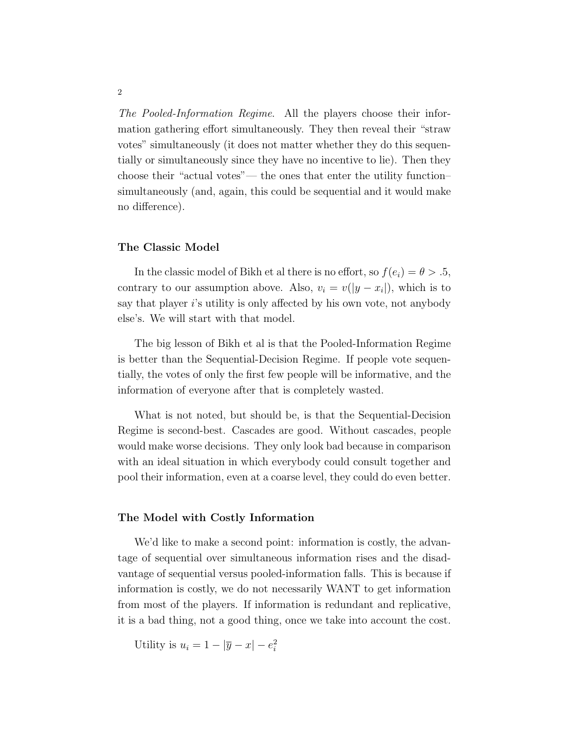*The Pooled-Information Regime.* All the players choose their information gathering effort simultaneously. They then reveal their "straw votes" simultaneously (it does not matter whether they do this sequentially or simultaneously since they have no incentive to lie). Then they choose their "actual votes"— the ones that enter the utility function– simultaneously (and, again, this could be sequential and it would make no difference).

### The Classic Model

In the classic model of Bikh et al there is no effort, so $f(e_i) = \theta > .5$, contrary to our assumption above. Also, $v_i = v(|y - x_i|)$, which is to say that player $i$'s utility is only affected by his own vote, not anybody else's. We will start with that model.

The big lesson of Bikh et al is that the Pooled-Information Regime is better than the Sequential-Decision Regime. If people vote sequentially, the votes of only the first few people will be informative, and the information of everyone after that is completely wasted.

What is not noted, but should be, is that the Sequential-Decision Regime is second-best. Cascades are good. Without cascades, people would make worse decisions. They only look bad because in comparison with an ideal situation in which everybody could consult together and pool their information, even at a coarse level, they could do even better.

### The Model with Costly Information

We'd like to make a second point: information is costly, the advantage of sequential over simultaneous information rises and the disadvantage of sequential versus pooled-information falls. This is because if information is costly, we do not necessarily WANT to get information from most of the players. If information is redundant and replicative, it is a bad thing, not a good thing, once we take into account the cost.

Utility is $u_i = 1 - |\overline{y} - x| - e_i^2$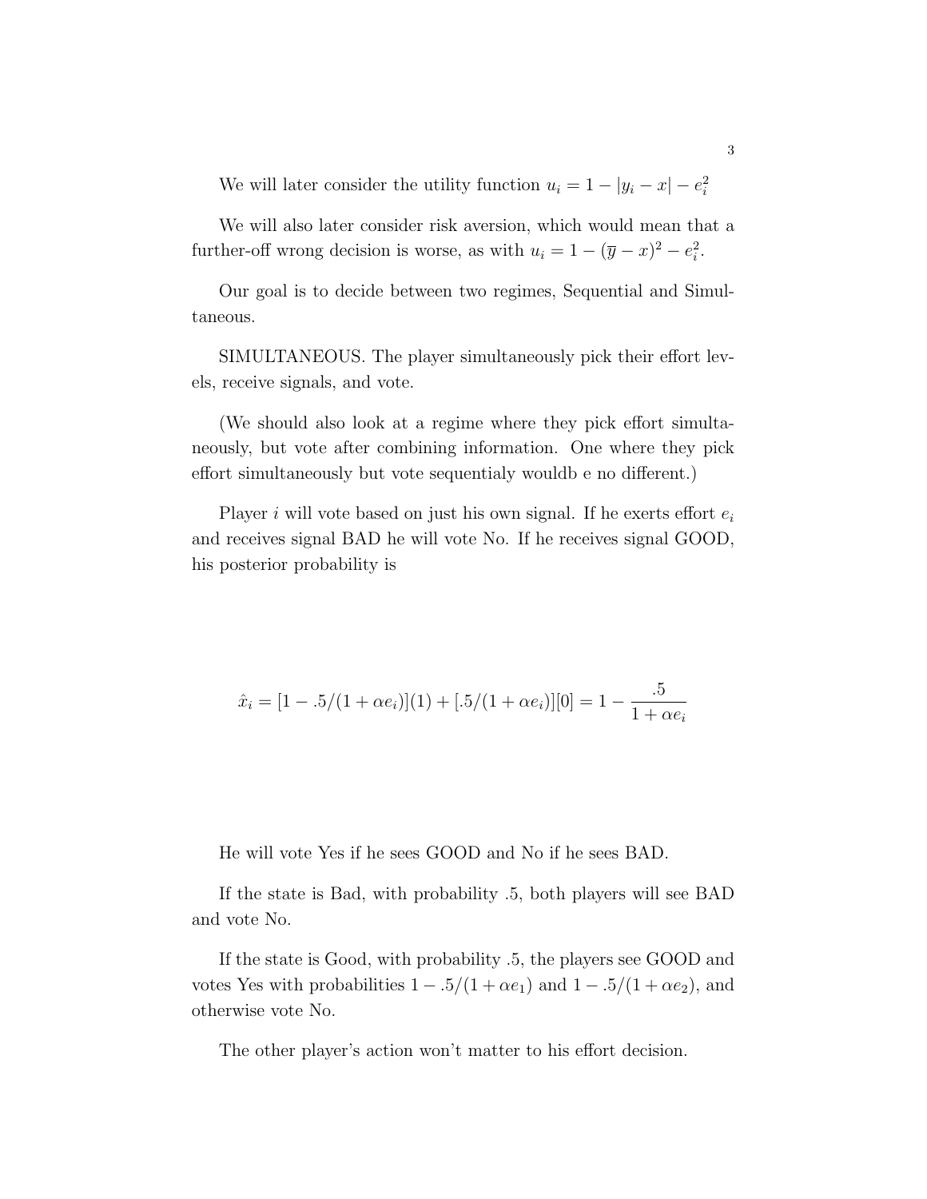We will later consider the utility function $u_i = 1 - |y_i - x| - e_i^2$

We will also later consider risk aversion, which would mean that a further-off wrong decision is worse, as with $u_i = 1 - (\overline{y} - x)^2 - e_i^2$.

Our goal is to decide between two regimes, Sequential and Simultaneous.

SIMULTANEOUS. The player simultaneously pick their effort levels, receive signals, and vote.

(We should also look at a regime where they pick effort simultaneously, but vote after combining information. One where they pick effort simultaneously but vote sequentialy wouldb e no different.)

Player $i$ will vote based on just his own signal. If he exerts effort $e_i$ and receives signal BAD he will vote No. If he receives signal GOOD, his posterior probability is

$$\hat{x}_i = [1 - .5/(1 + \alpha e_i)](1) + [.5/(1 + \alpha e_i)][0] = 1 - \frac{.5}{1 + \alpha e_i}$$

He will vote Yes if he sees GOOD and No if he sees BAD.

If the state is Bad, with probability .5, both players will see BAD and vote No.

If the state is Good, with probability .5, the players see GOOD and votes Yes with probabilities $1 - .5/(1 + \alpha e_1)$ and $1 - .5/(1 + \alpha e_2)$, and otherwise vote No.

The other player's action won't matter to his effort decision.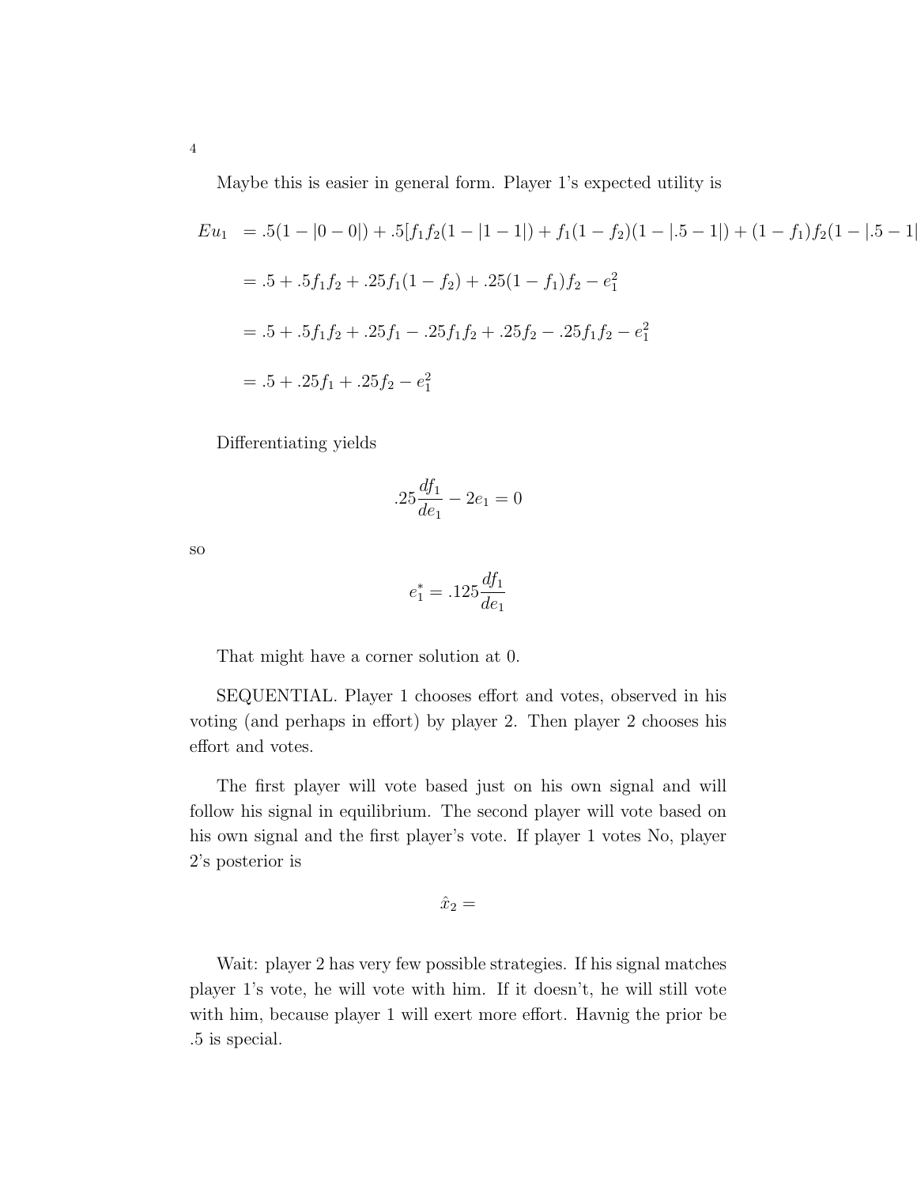Maybe this is easier in general form. Player 1's expected utility is

$$
\begin{aligned}
Eu_1 &= .5(1 - |0-0|) + .5[f_1 f_2(1 - |1-1|) + f_1(1-f_2)(1 - |.5-1|) + (1-f_1)f_2(1 - |.5-1|\\
&= .5 + .5f_1f_2 + .25f_1(1-f_2) + .25(1-f_1)f_2 - e_1^2\\
&= .5 + .5f_1f_2 + .25f_1 - .25f_1f_2 + .25f_2 - .25f_1f_2 - e_1^2\\
&= .5 + .25f_1 + .25f_2 - e_1^2
\end{aligned}
$$

Differentiating yields

$$.25\frac{df_1}{de_1} - 2e_1 = 0$$

so

$$e_1^* = .125\frac{df_1}{de_1}$$

That might have a corner solution at 0.

SEQUENTIAL. Player 1 chooses effort and votes, observed in his voting (and perhaps in effort) by player 2. Then player 2 chooses his effort and votes.

The first player will vote based just on his own signal and will follow his signal in equilibrium. The second player will vote based on his own signal and the first player's vote. If player 1 votes No, player 2's posterior is

$$\hat{x}_2 =$$

Wait: player 2 has very few possible strategies. If his signal matches player 1's vote, he will vote with him. If it doesn't, he will still vote with him, because player 1 will exert more effort. Havnig the prior be .5 is special.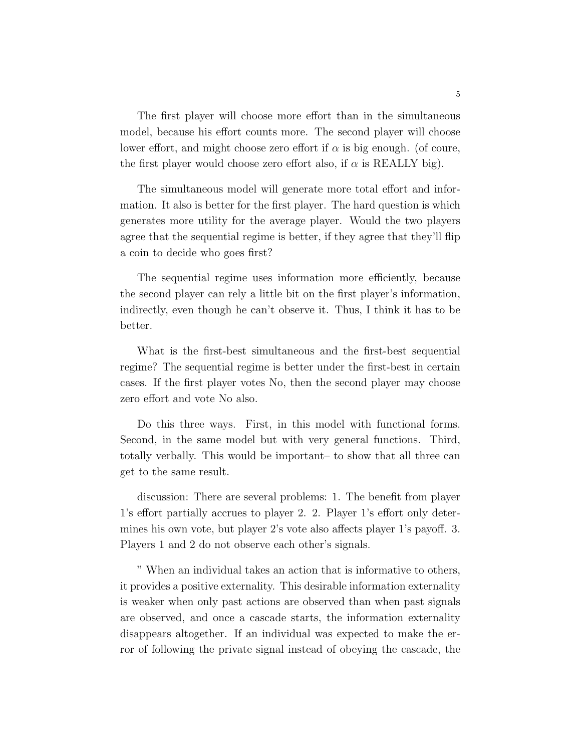The first player will choose more effort than in the simultaneous model, because his effort counts more. The second player will choose lower effort, and might choose zero effort if $\alpha$ is big enough. (of coure, the first player would choose zero effort also, if $\alpha$ is REALLY big).

The simultaneous model will generate more total effort and information. It also is better for the first player. The hard question is which generates more utility for the average player. Would the two players agree that the sequential regime is better, if they agree that they'll flip a coin to decide who goes first?

The sequential regime uses information more efficiently, because the second player can rely a little bit on the first player's information, indirectly, even though he can't observe it. Thus, I think it has to be better.

What is the first-best simultaneous and the first-best sequential regime? The sequential regime is better under the first-best in certain cases. If the first player votes No, then the second player may choose zero effort and vote No also.

Do this three ways. First, in this model with functional forms. Second, in the same model but with very general functions. Third, totally verbally. This would be important– to show that all three can get to the same result.

discussion: There are several problems: 1. The benefit from player 1's effort partially accrues to player 2. 2. Player 1's effort only determines his own vote, but player 2's vote also affects player 1's payoff. 3. Players 1 and 2 do not observe each other's signals.

" When an individual takes an action that is informative to others, it provides a positive externality. This desirable information externality is weaker when only past actions are observed than when past signals are observed, and once a cascade starts, the information externality disappears altogether. If an individual was expected to make the error of following the private signal instead of obeying the cascade, the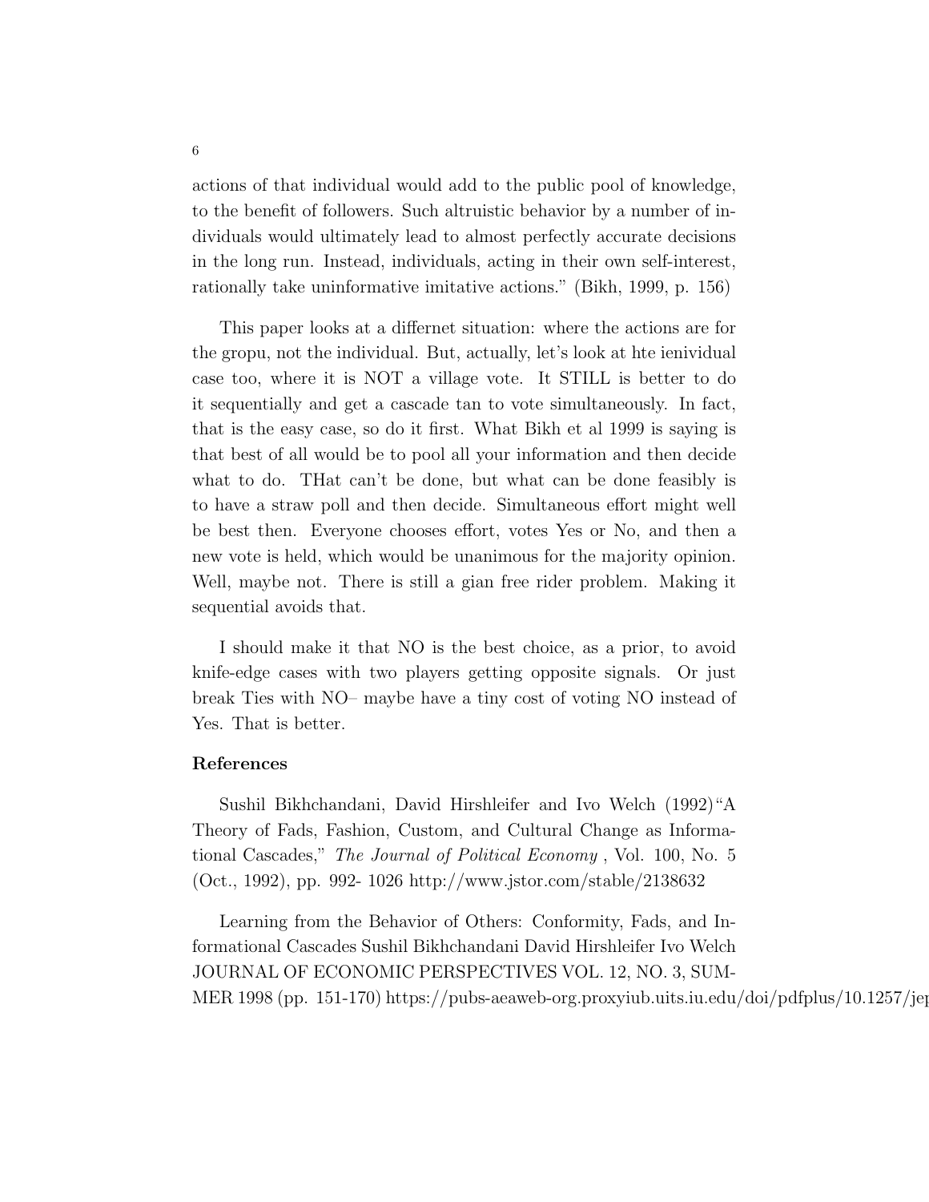actions of that individual would add to the public pool of knowledge, to the benefit of followers. Such altruistic behavior by a number of individuals would ultimately lead to almost perfectly accurate decisions in the long run. Instead, individuals, acting in their own self-interest, rationally take uninformative imitative actions." (Bikh, 1999, p. 156)

This paper looks at a differnet situation: where the actions are for the gropu, not the individual. But, actually, let's look at hte ienividual case too, where it is NOT a village vote. It STILL is better to do it sequentially and get a cascade tan to vote simultaneously. In fact, that is the easy case, so do it first. What Bikh et al 1999 is saying is that best of all would be to pool all your information and then decide what to do. THat can't be done, but what can be done feasibly is to have a straw poll and then decide. Simultaneous effort might well be best then. Everyone chooses effort, votes Yes or No, and then a new vote is held, which would be unanimous for the majority opinion. Well, maybe not. There is still a gian free rider problem. Making it sequential avoids that.

I should make it that NO is the best choice, as a prior, to avoid knife-edge cases with two players getting opposite signals. Or just break Ties with NO– maybe have a tiny cost of voting NO instead of Yes. That is better.

### References

Sushil Bikhchandani, David Hirshleifer and Ivo Welch (1992)"A Theory of Fads, Fashion, Custom, and Cultural Change as Informational Cascades," *The Journal of Political Economy* , Vol. 100, No. 5 (Oct., 1992), pp. 992- 1026 http://www.jstor.com/stable/2138632

Learning from the Behavior of Others: Conformity, Fads, and Informational Cascades Sushil Bikhchandani David Hirshleifer Ivo Welch JOURNAL OF ECONOMIC PERSPECTIVES VOL. 12, NO. 3, SUMMER 1998 (pp. 151-170) https://pubs-aeaweb-org.proxyiub.uits.iu.edu/doi/pdfplus/10.1257/je